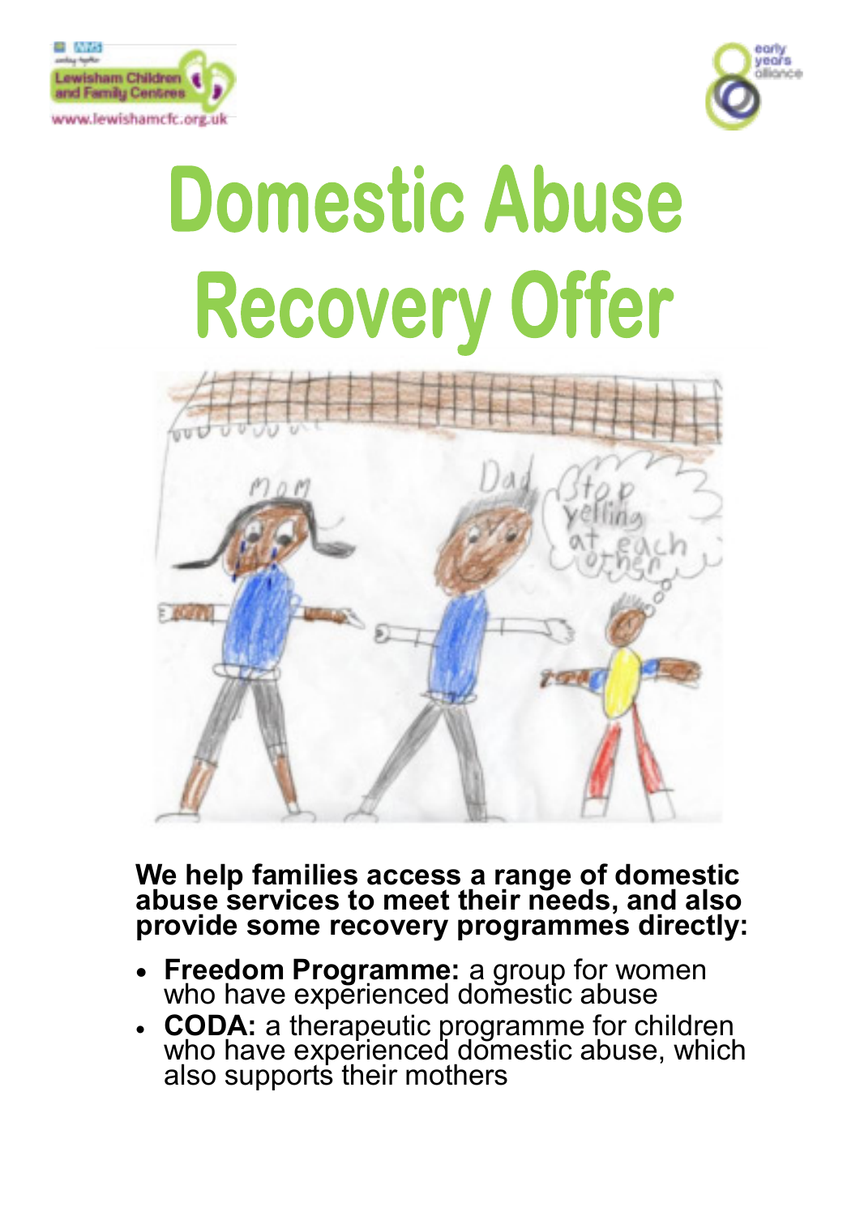# Domestic Abuse Recovery Offer

**We help families access a range of domestic abuse services to meet their needs, and also provide some recovery programmes directly:**

- **Freedom Programme:** a group for women who have experienced domestic abuse
- **CODA:** a therapeutic programme for children who have experienced domestic abuse, which also supports their mothers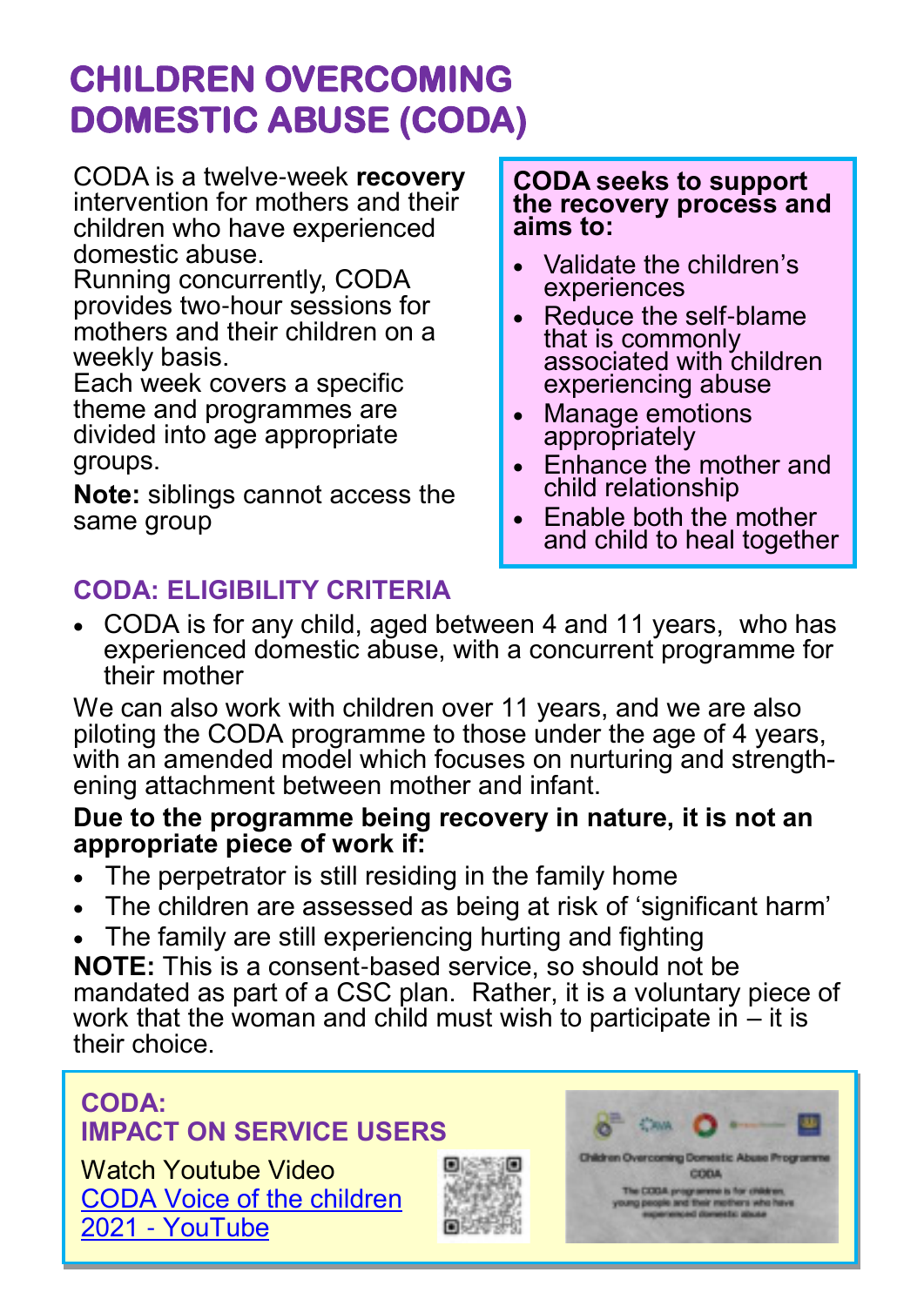# CHILDREN OVERCOMING DOMESTIC ABUSE (CODA)

CODA is a twelve-week **recovery** intervention for mothers and their children who have experienced domestic abuse.

Running concurrently, CODA provides two-hour sessions for mothers and their children on a weekly basis.

Each week covers a specific theme and programmes are divided into age appropriate groups.

**Note:** siblings cannot access the same group

**CODA seeks to support the recovery process and aims to:**

- Validate the children's experiences
- Reduce the self-blame that is commonly associated with children experiencing abuse
- Manage emotions appropriately
- Enhance the mother and child relationship
- Enable both the mother and child to heal together

## CODA: ELIGIBILITY CRITERIA

- CODA is for any child, aged between 4 and 11 years, who has experienced domestic abuse, with a concurrent programme for their mother

We can also work with children over 11 years, and we are also piloting the CODA programme to those under the age of 4 years, with an amended model which focuses on nurturing and strengthening attachment between mother and infant.

**Due to the programme being recovery in nature, it is not an appropriate piece of work if:**

- The perpetrator is still residing in the family home
- The children are assessed as being at risk of 'significant harm'
- The family are still experiencing hurting and fighting

**NOTE:** This is a consent-based service, so should not be mandated as part of a CSC plan. Rather, it is a voluntary piece of work that the woman and child must wish to participate in – it is their choice.

## CODA: IMPACT ON SERVICE USERS

Watch Youtube Video
[CODA Voice of the children 2021 - YouTube]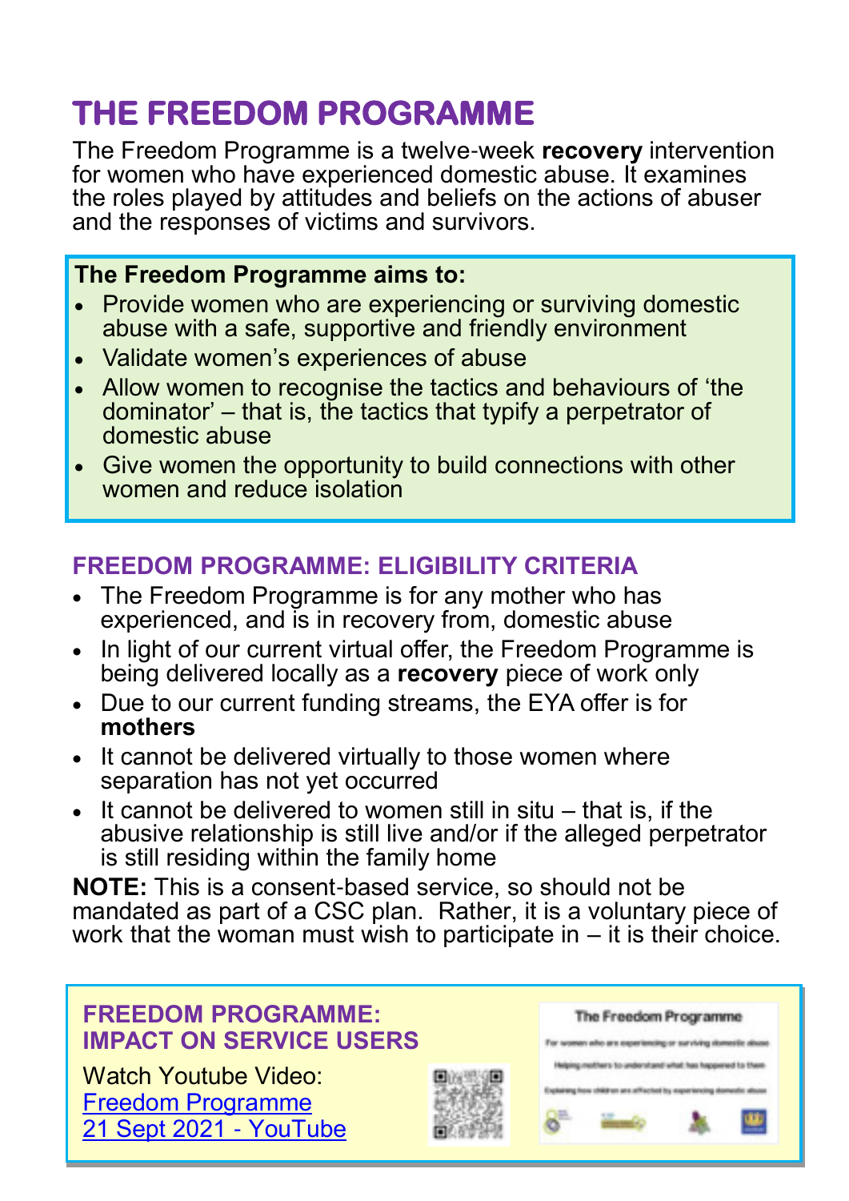# THE FREEDOM PROGRAMME

The Freedom Programme is a twelve-week **recovery** intervention for women who have experienced domestic abuse. It examines the roles played by attitudes and beliefs on the actions of abuser and the responses of victims and survivors.

**The Freedom Programme aims to:**

- Provide women who are experiencing or surviving domestic abuse with a safe, supportive and friendly environment
- Validate women's experiences of abuse
- Allow women to recognise the tactics and behaviours of 'the dominator' – that is, the tactics that typify a perpetrator of domestic abuse
- Give women the opportunity to build connections with other women and reduce isolation

## FREEDOM PROGRAMME: ELIGIBILITY CRITERIA

- The Freedom Programme is for any mother who has experienced, and is in recovery from, domestic abuse
- In light of our current virtual offer, the Freedom Programme is being delivered locally as a **recovery** piece of work only
- Due to our current funding streams, the EYA offer is for **mothers**
- It cannot be delivered virtually to those women where separation has not yet occurred
- It cannot be delivered to women still in situ – that is, if the abusive relationship is still live and/or if the alleged perpetrator is still residing within the family home

**NOTE:** This is a consent-based service, so should not be mandated as part of a CSC plan. Rather, it is a voluntary piece of work that the woman must wish to participate in – it is their choice.

## FREEDOM PROGRAMME: IMPACT ON SERVICE USERS

Watch Youtube Video:
[Freedom Programme 21 Sept 2021 - YouTube]

The Freedom Programme

For women who are experiencing or surviving domestic abuse

Helping mothers to understand what has happened to them

Explaining how children are affected by experiencing domestic abuse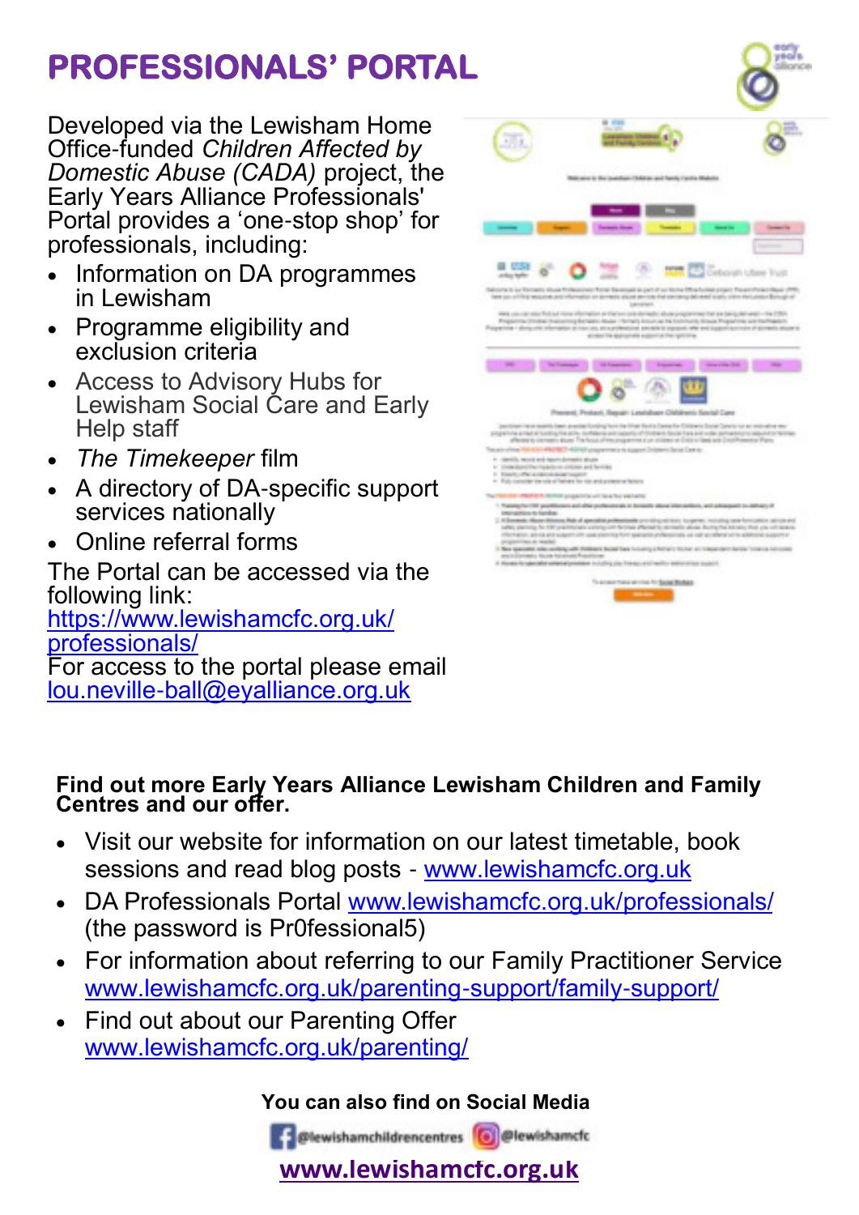# PROFESSIONALS' PORTAL

Developed via the Lewisham Home Office-funded *Children Affected by Domestic Abuse (CADA)* project, the Early Years Alliance Professionals' Portal provides a 'one-stop shop' for professionals, including:

- Information on DA programmes in Lewisham
- Programme eligibility and exclusion criteria
- Access to Advisory Hubs for Lewisham Social Care and Early Help staff
- *The Timekeeper* film
- A directory of DA-specific support services nationally
- Online referral forms

The Portal can be accessed via the following link: https://www.lewishamcfc.org.uk/professionals/

For access to the portal please email lou.neville-ball@eyalliance.org.uk

**Find out more Early Years Alliance Lewisham Children and Family Centres and our offer.**

- Visit our website for information on our latest timetable, book sessions and read blog posts - www.lewishamcfc.org.uk
- DA Professionals Portal www.lewishamcfc.org.uk/professionals/ (the password is Pr0fessional5)
- For information about referring to our Family Practitioner Service www.lewishamcfc.org.uk/parenting-support/family-support/
- Find out about our Parenting Offer www.lewishamcfc.org.uk/parenting/

**You can also find on Social Media**

@lewishamchildrencentres @lewishamcfc

**www.lewishamcfc.org.uk**